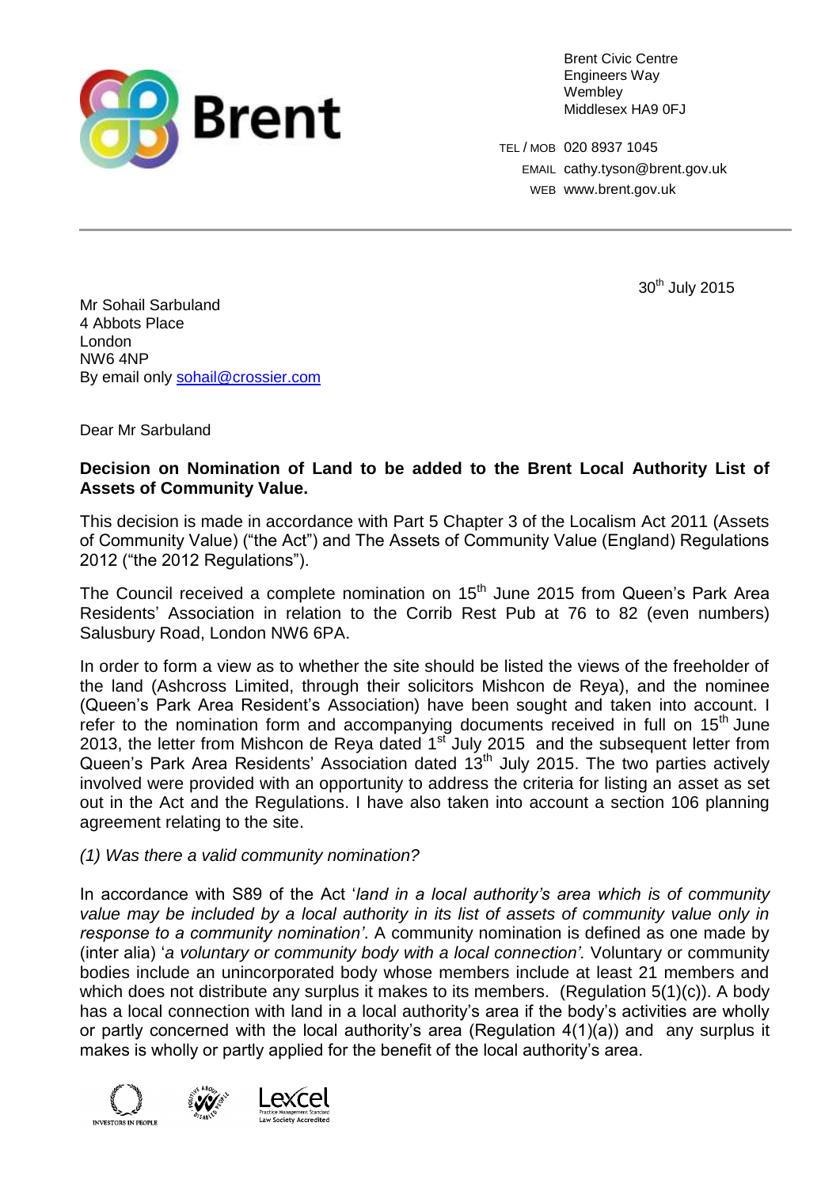Brent

Brent Civic Centre
Engineers Way
Wembley
Middlesex HA9 0FJ

TEL / MOB 020 8937 1045
EMAIL cathy.tyson@brent.gov.uk
WEB www.brent.gov.uk

30th July 2015

Mr Sohail Sarbuland
4 Abbots Place
London
NW6 4NP
By email only sohail@crossier.com

Dear Mr Sarbuland

**Decision on Nomination of Land to be added to the Brent Local Authority List of Assets of Community Value.**

This decision is made in accordance with Part 5 Chapter 3 of the Localism Act 2011 (Assets of Community Value) ("the Act") and The Assets of Community Value (England) Regulations 2012 ("the 2012 Regulations").

The Council received a complete nomination on 15th June 2015 from Queen's Park Area Residents' Association in relation to the Corrib Rest Pub at 76 to 82 (even numbers) Salusbury Road, London NW6 6PA.

In order to form a view as to whether the site should be listed the views of the freeholder of the land (Ashcross Limited, through their solicitors Mishcon de Reya), and the nominee (Queen's Park Area Resident's Association) have been sought and taken into account. I refer to the nomination form and accompanying documents received in full on 15th June 2013, the letter from Mishcon de Reya dated 1st July 2015 and the subsequent letter from Queen's Park Area Residents' Association dated 13th July 2015. The two parties actively involved were provided with an opportunity to address the criteria for listing an asset as set out in the Act and the Regulations. I have also taken into account a section 106 planning agreement relating to the site.

*(1) Was there a valid community nomination?*

In accordance with S89 of the Act '*land in a local authority's area which is of community value may be included by a local authority in its list of assets of community value only in response to a community nomination'*. A community nomination is defined as one made by (inter alia) '*a voluntary or community body with a local connection'*. Voluntary or community bodies include an unincorporated body whose members include at least 21 members and which does not distribute any surplus it makes to its members. (Regulation 5(1)(c)). A body has a local connection with land in a local authority's area if the body's activities are wholly or partly concerned with the local authority's area (Regulation 4(1)(a)) and any surplus it makes is wholly or partly applied for the benefit of the local authority's area.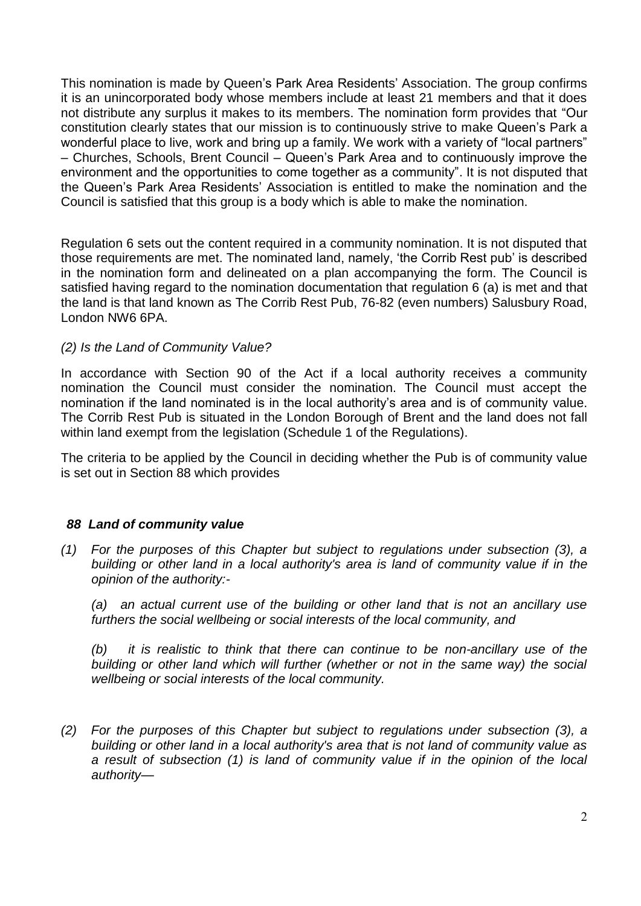This nomination is made by Queen's Park Area Residents' Association. The group confirms it is an unincorporated body whose members include at least 21 members and that it does not distribute any surplus it makes to its members. The nomination form provides that "Our constitution clearly states that our mission is to continuously strive to make Queen's Park a wonderful place to live, work and bring up a family. We work with a variety of "local partners" – Churches, Schools, Brent Council – Queen's Park Area and to continuously improve the environment and the opportunities to come together as a community". It is not disputed that the Queen's Park Area Residents' Association is entitled to make the nomination and the Council is satisfied that this group is a body which is able to make the nomination.

Regulation 6 sets out the content required in a community nomination. It is not disputed that those requirements are met. The nominated land, namely, 'the Corrib Rest pub' is described in the nomination form and delineated on a plan accompanying the form. The Council is satisfied having regard to the nomination documentation that regulation 6 (a) is met and that the land is that land known as The Corrib Rest Pub, 76-82 (even numbers) Salusbury Road, London NW6 6PA.

*(2) Is the Land of Community Value?*

In accordance with Section 90 of the Act if a local authority receives a community nomination the Council must consider the nomination. The Council must accept the nomination if the land nominated is in the local authority's area and is of community value. The Corrib Rest Pub is situated in the London Borough of Brent and the land does not fall within land exempt from the legislation (Schedule 1 of the Regulations).

The criteria to be applied by the Council in deciding whether the Pub is of community value is set out in Section 88 which provides

***88 Land of community value***

*(1) For the purposes of this Chapter but subject to regulations under subsection (3), a building or other land in a local authority's area is land of community value if in the opinion of the authority:-*

*(a) an actual current use of the building or other land that is not an ancillary use furthers the social wellbeing or social interests of the local community, and*

*(b) it is realistic to think that there can continue to be non-ancillary use of the building or other land which will further (whether or not in the same way) the social wellbeing or social interests of the local community.*

*(2) For the purposes of this Chapter but subject to regulations under subsection (3), a building or other land in a local authority's area that is not land of community value as a result of subsection (1) is land of community value if in the opinion of the local authority—*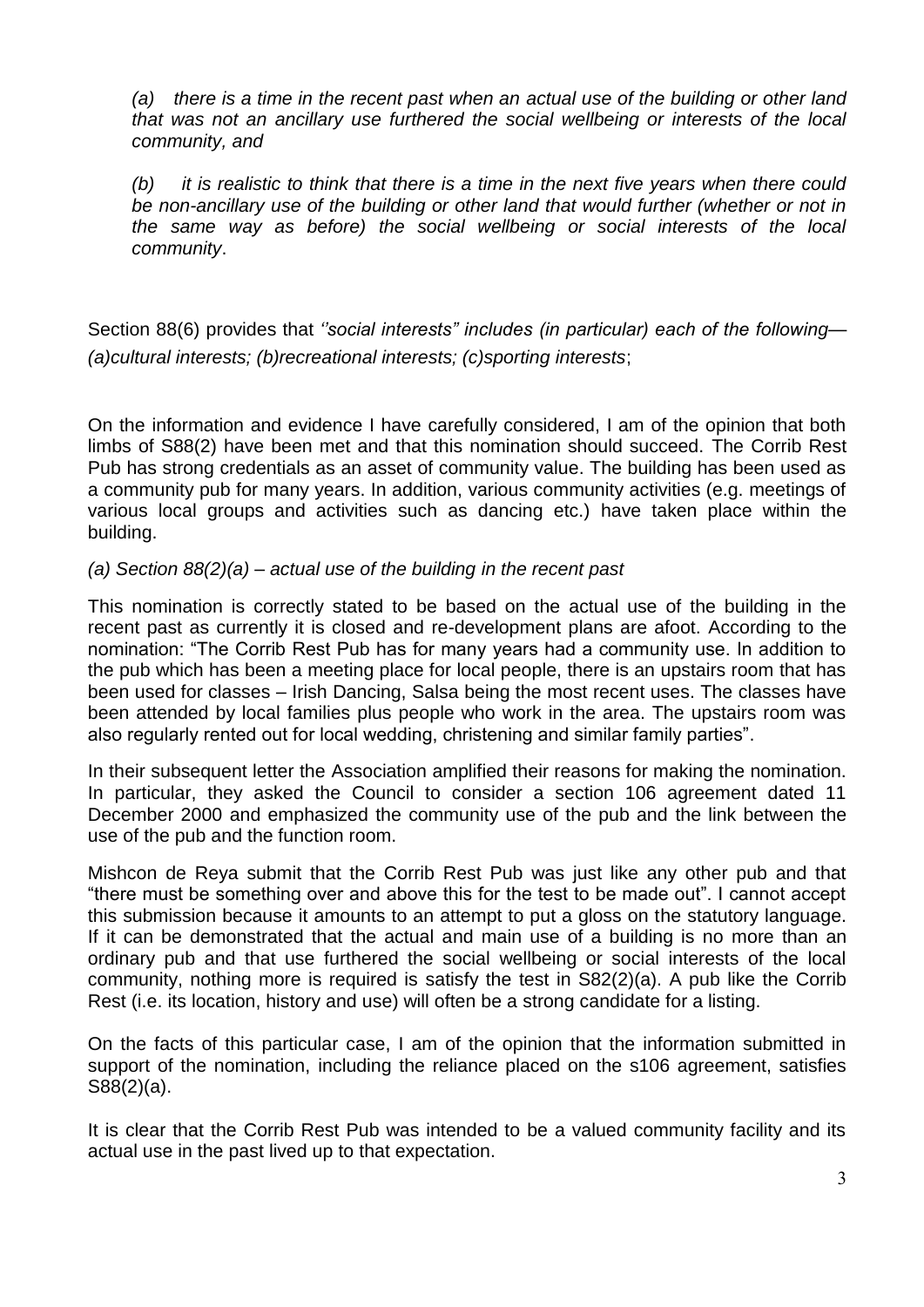*(a) there is a time in the recent past when an actual use of the building or other land that was not an ancillary use furthered the social wellbeing or interests of the local community, and*

*(b) it is realistic to think that there is a time in the next five years when there could be non-ancillary use of the building or other land that would further (whether or not in the same way as before) the social wellbeing or social interests of the local community*.

Section 88(6) provides that *''social interests" includes (in particular) each of the following— (a)cultural interests; (b)recreational interests; (c)sporting interests*;

On the information and evidence I have carefully considered, I am of the opinion that both limbs of S88(2) have been met and that this nomination should succeed. The Corrib Rest Pub has strong credentials as an asset of community value. The building has been used as a community pub for many years. In addition, various community activities (e.g. meetings of various local groups and activities such as dancing etc.) have taken place within the building.

*(a) Section 88(2)(a) – actual use of the building in the recent past*

This nomination is correctly stated to be based on the actual use of the building in the recent past as currently it is closed and re-development plans are afoot. According to the nomination: "The Corrib Rest Pub has for many years had a community use. In addition to the pub which has been a meeting place for local people, there is an upstairs room that has been used for classes – Irish Dancing, Salsa being the most recent uses. The classes have been attended by local families plus people who work in the area. The upstairs room was also regularly rented out for local wedding, christening and similar family parties".

In their subsequent letter the Association amplified their reasons for making the nomination. In particular, they asked the Council to consider a section 106 agreement dated 11 December 2000 and emphasized the community use of the pub and the link between the use of the pub and the function room.

Mishcon de Reya submit that the Corrib Rest Pub was just like any other pub and that "there must be something over and above this for the test to be made out". I cannot accept this submission because it amounts to an attempt to put a gloss on the statutory language. If it can be demonstrated that the actual and main use of a building is no more than an ordinary pub and that use furthered the social wellbeing or social interests of the local community, nothing more is required is satisfy the test in S82(2)(a). A pub like the Corrib Rest (i.e. its location, history and use) will often be a strong candidate for a listing.

On the facts of this particular case, I am of the opinion that the information submitted in support of the nomination, including the reliance placed on the s106 agreement, satisfies S88(2)(a).

It is clear that the Corrib Rest Pub was intended to be a valued community facility and its actual use in the past lived up to that expectation.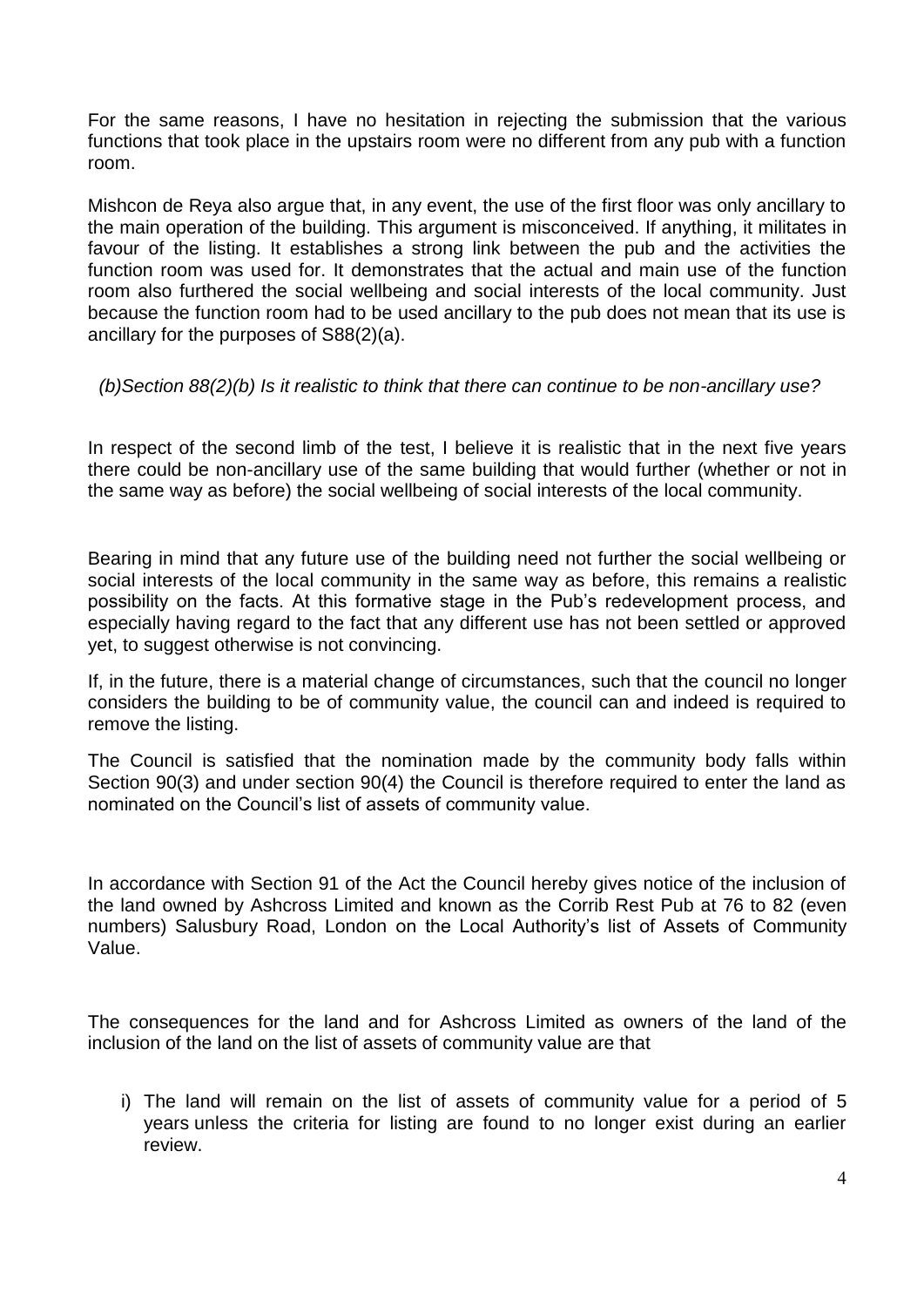For the same reasons, I have no hesitation in rejecting the submission that the various functions that took place in the upstairs room were no different from any pub with a function room.

Mishcon de Reya also argue that, in any event, the use of the first floor was only ancillary to the main operation of the building. This argument is misconceived. If anything, it militates in favour of the listing. It establishes a strong link between the pub and the activities the function room was used for. It demonstrates that the actual and main use of the function room also furthered the social wellbeing and social interests of the local community. Just because the function room had to be used ancillary to the pub does not mean that its use is ancillary for the purposes of S88(2)(a).

*(b)Section 88(2)(b) Is it realistic to think that there can continue to be non-ancillary use?*

In respect of the second limb of the test, I believe it is realistic that in the next five years there could be non-ancillary use of the same building that would further (whether or not in the same way as before) the social wellbeing of social interests of the local community.

Bearing in mind that any future use of the building need not further the social wellbeing or social interests of the local community in the same way as before, this remains a realistic possibility on the facts. At this formative stage in the Pub's redevelopment process, and especially having regard to the fact that any different use has not been settled or approved yet, to suggest otherwise is not convincing.

If, in the future, there is a material change of circumstances, such that the council no longer considers the building to be of community value, the council can and indeed is required to remove the listing.

The Council is satisfied that the nomination made by the community body falls within Section 90(3) and under section 90(4) the Council is therefore required to enter the land as nominated on the Council's list of assets of community value.

In accordance with Section 91 of the Act the Council hereby gives notice of the inclusion of the land owned by Ashcross Limited and known as the Corrib Rest Pub at 76 to 82 (even numbers) Salusbury Road, London on the Local Authority's list of Assets of Community Value.

The consequences for the land and for Ashcross Limited as owners of the land of the inclusion of the land on the list of assets of community value are that

i) The land will remain on the list of assets of community value for a period of 5 years unless the criteria for listing are found to no longer exist during an earlier review.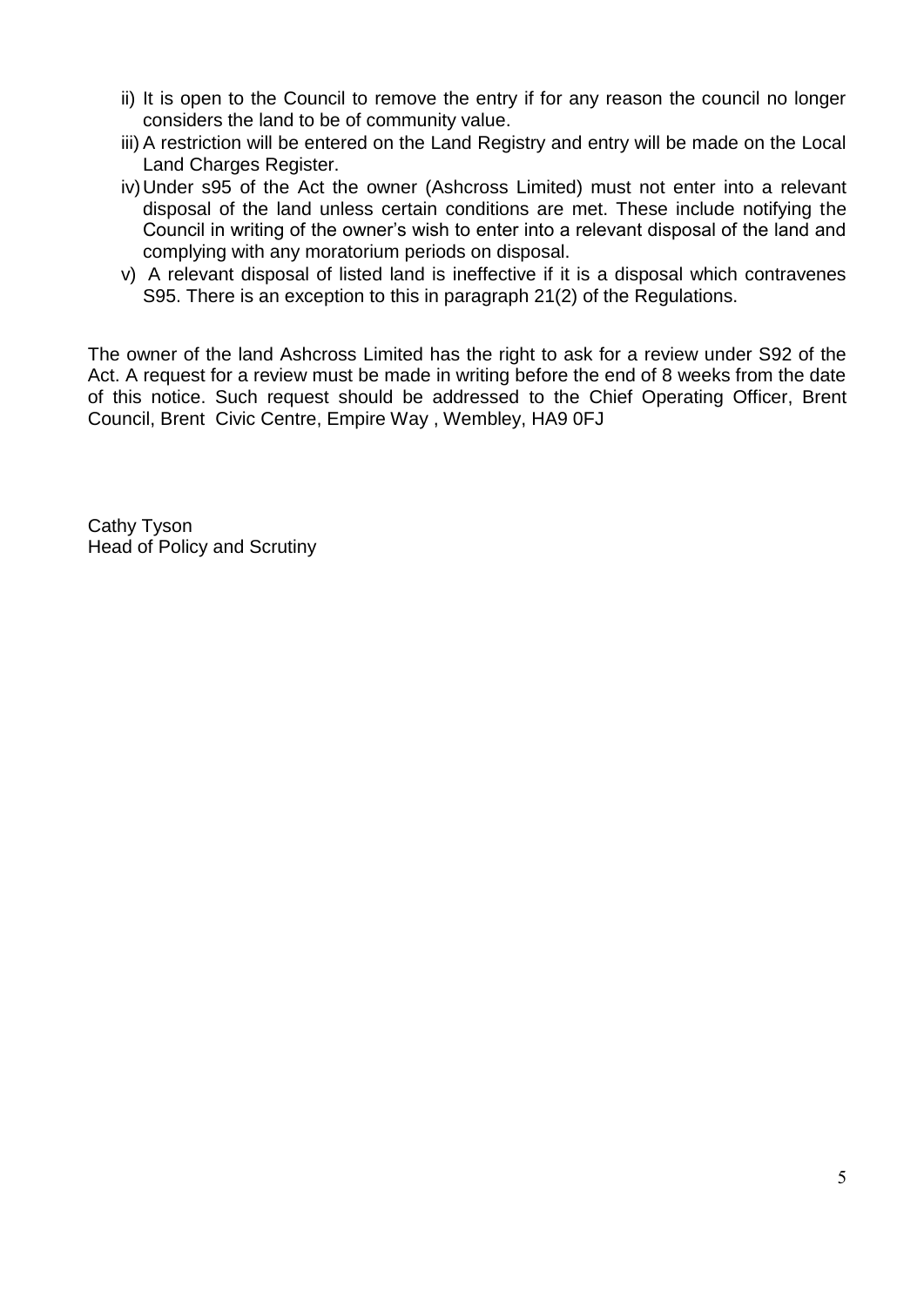ii) It is open to the Council to remove the entry if for any reason the council no longer considers the land to be of community value.

iii) A restriction will be entered on the Land Registry and entry will be made on the Local Land Charges Register.

iv) Under s95 of the Act the owner (Ashcross Limited) must not enter into a relevant disposal of the land unless certain conditions are met. These include notifying the Council in writing of the owner's wish to enter into a relevant disposal of the land and complying with any moratorium periods on disposal.

v) A relevant disposal of listed land is ineffective if it is a disposal which contravenes S95. There is an exception to this in paragraph 21(2) of the Regulations.

The owner of the land Ashcross Limited has the right to ask for a review under S92 of the Act. A request for a review must be made in writing before the end of 8 weeks from the date of this notice. Such request should be addressed to the Chief Operating Officer, Brent Council, Brent Civic Centre, Empire Way , Wembley, HA9 0FJ

Cathy Tyson
Head of Policy and Scrutiny